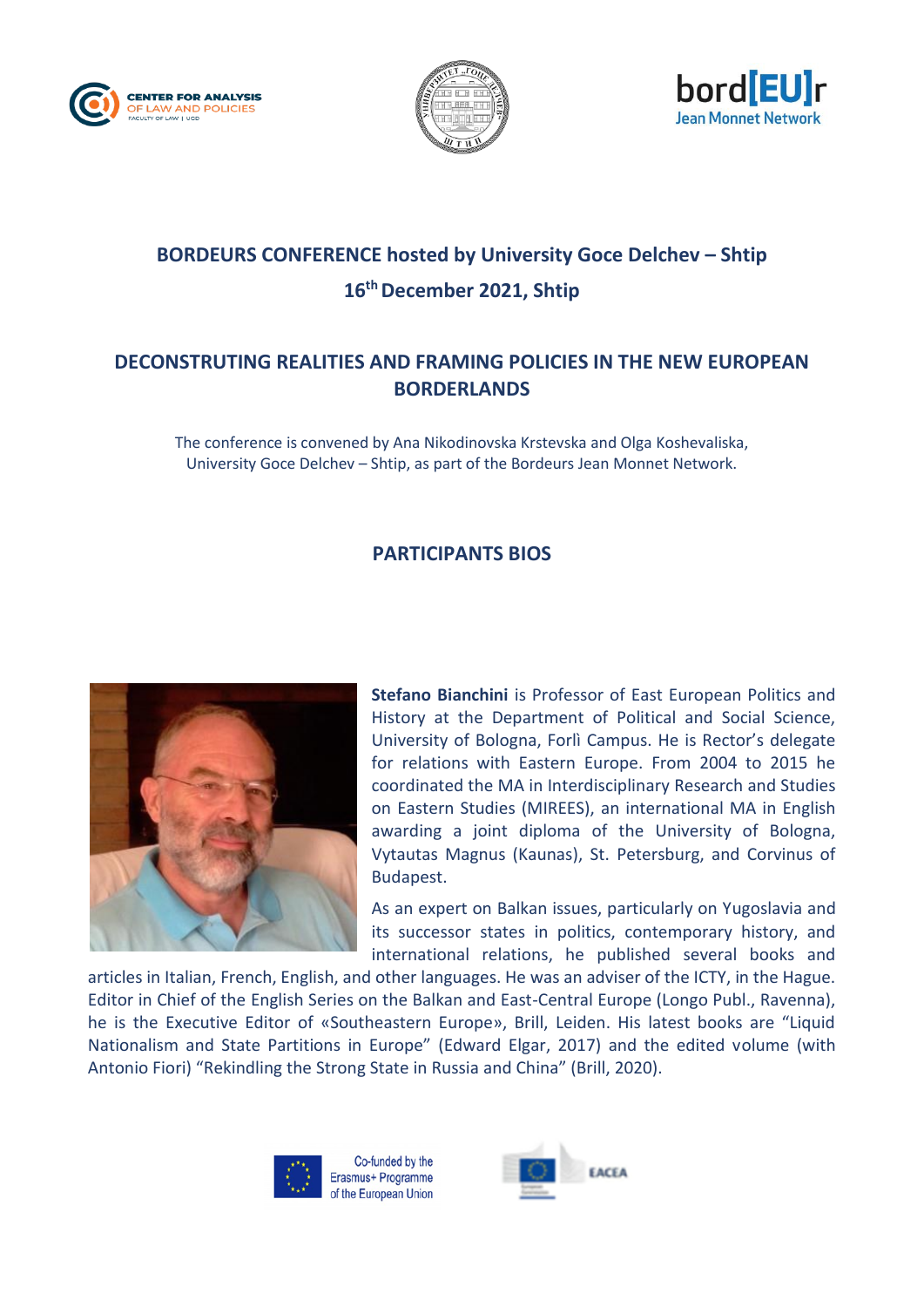# BORDEURS CONFERENCE hosted by University Goce Delchev – Shtip

## 16th December 2021, Shtip

## DECONSTRUTING REALITIES AND FRAMING POLICIES IN THE NEW EUROPEAN BORDERLANDS

The conference is convened by Ana Nikodinovska Krstevska and Olga Koshevaliska, University Goce Delchev – Shtip, as part of the Bordeurs Jean Monnet Network.

## PARTICIPANTS BIOS

**Stefano Bianchini** is Professor of East European Politics and History at the Department of Political and Social Science, University of Bologna, Forlì Campus. He is Rector's delegate for relations with Eastern Europe. From 2004 to 2015 he coordinated the MA in Interdisciplinary Research and Studies on Eastern Studies (MIREES), an international MA in English awarding a joint diploma of the University of Bologna, Vytautas Magnus (Kaunas), St. Petersburg, and Corvinus of Budapest.

As an expert on Balkan issues, particularly on Yugoslavia and its successor states in politics, contemporary history, and international relations, he published several books and articles in Italian, French, English, and other languages. He was an adviser of the ICTY, in the Hague. Editor in Chief of the English Series on the Balkan and East-Central Europe (Longo Publ., Ravenna), he is the Executive Editor of «Southeastern Europe», Brill, Leiden. His latest books are "Liquid Nationalism and State Partitions in Europe" (Edward Elgar, 2017) and the edited volume (with Antonio Fiori) "Rekindling the Strong State in Russia and China" (Brill, 2020).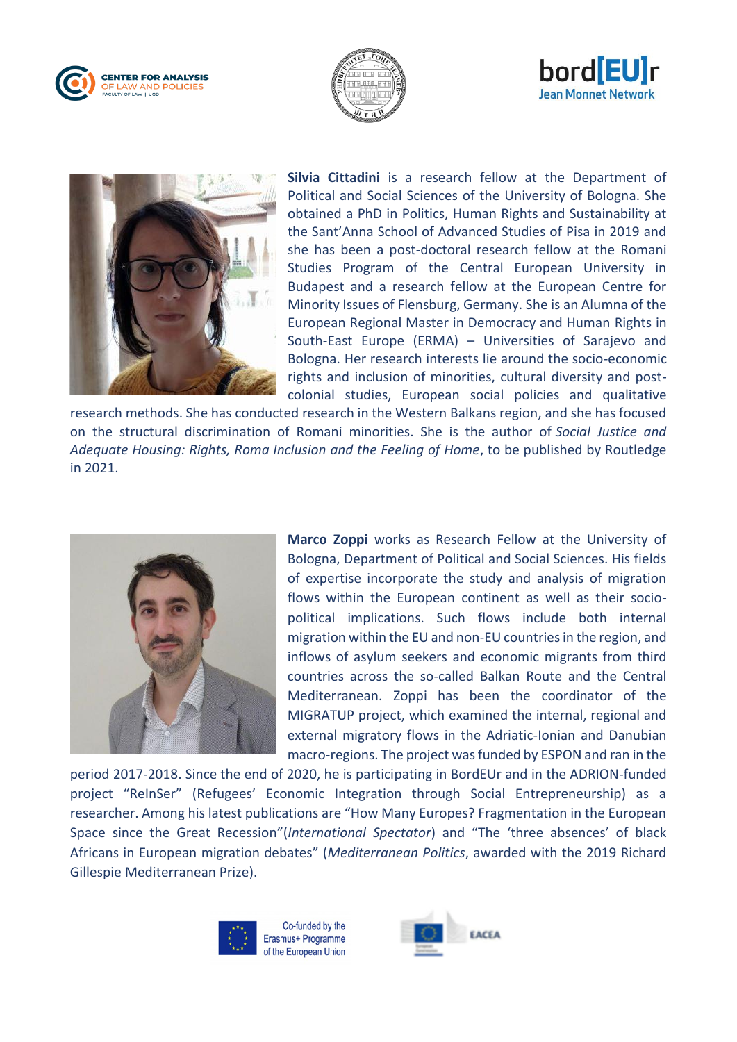**Silvia Cittadini** is a research fellow at the Department of Political and Social Sciences of the University of Bologna. She obtained a PhD in Politics, Human Rights and Sustainability at the Sant'Anna School of Advanced Studies of Pisa in 2019 and she has been a post-doctoral research fellow at the Romani Studies Program of the Central European University in Budapest and a research fellow at the European Centre for Minority Issues of Flensburg, Germany. She is an Alumna of the European Regional Master in Democracy and Human Rights in South-East Europe (ERMA) – Universities of Sarajevo and Bologna. Her research interests lie around the socio-economic rights and inclusion of minorities, cultural diversity and post-colonial studies, European social policies and qualitative research methods. She has conducted research in the Western Balkans region, and she has focused on the structural discrimination of Romani minorities. She is the author of *Social Justice and Adequate Housing: Rights, Roma Inclusion and the Feeling of Home*, to be published by Routledge in 2021.

**Marco Zoppi** works as Research Fellow at the University of Bologna, Department of Political and Social Sciences. His fields of expertise incorporate the study and analysis of migration flows within the European continent as well as their socio-political implications. Such flows include both internal migration within the EU and non-EU countries in the region, and inflows of asylum seekers and economic migrants from third countries across the so-called Balkan Route and the Central Mediterranean. Zoppi has been the coordinator of the MIGRATUP project, which examined the internal, regional and external migratory flows in the Adriatic-Ionian and Danubian macro-regions. The project was funded by ESPON and ran in the period 2017-2018. Since the end of 2020, he is participating in BordEUr and in the ADRION-funded project "ReInSer" (Refugees' Economic Integration through Social Entrepreneurship) as a researcher. Among his latest publications are "How Many Europes? Fragmentation in the European Space since the Great Recession"(*International Spectator*) and "The 'three absences' of black Africans in European migration debates" (*Mediterranean Politics*, awarded with the 2019 Richard Gillespie Mediterranean Prize).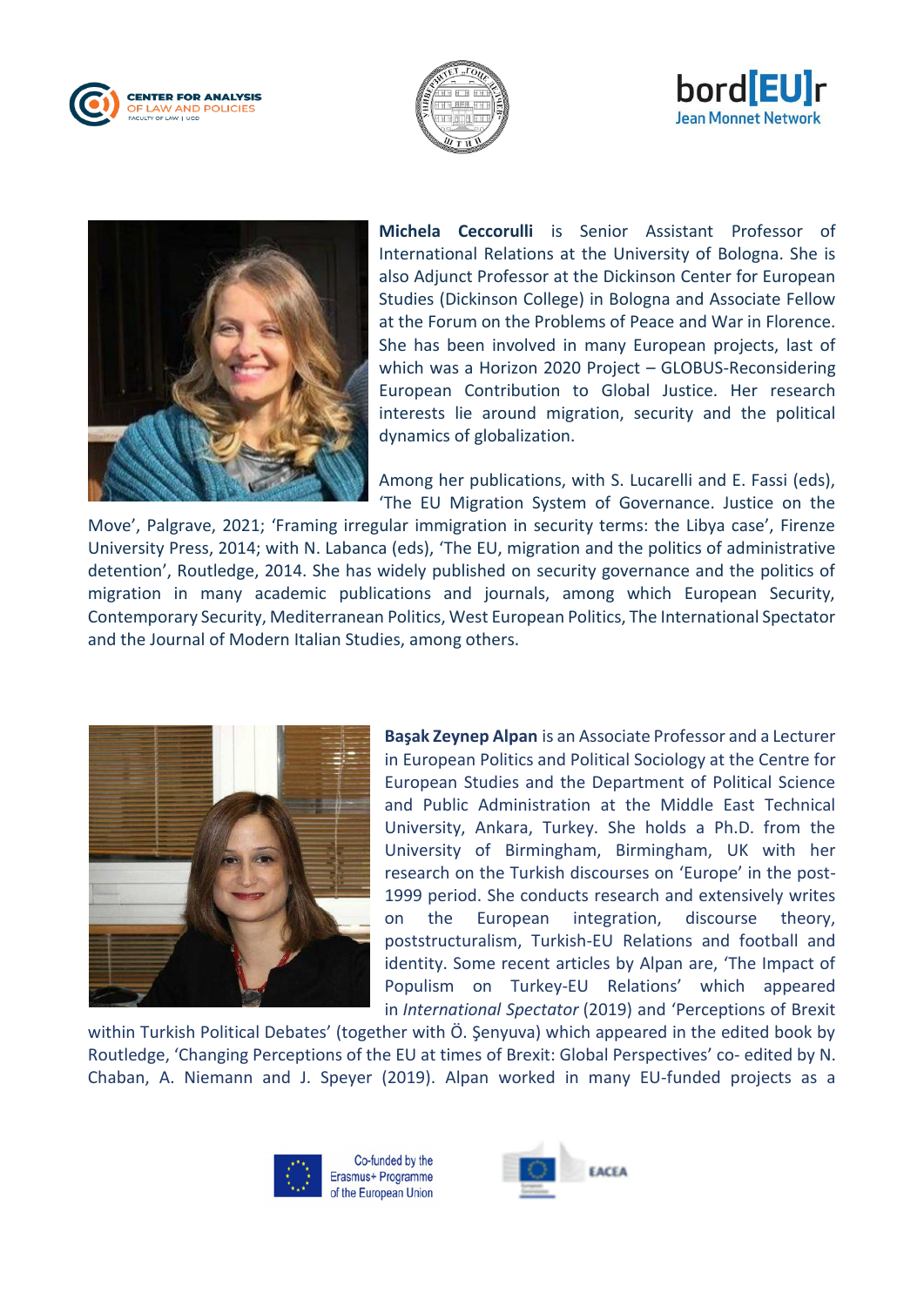**Michela Ceccorulli** is Senior Assistant Professor of International Relations at the University of Bologna. She is also Adjunct Professor at the Dickinson Center for European Studies (Dickinson College) in Bologna and Associate Fellow at the Forum on the Problems of Peace and War in Florence. She has been involved in many European projects, last of which was a Horizon 2020 Project – GLOBUS-Reconsidering European Contribution to Global Justice. Her research interests lie around migration, security and the political dynamics of globalization.

Among her publications, with S. Lucarelli and E. Fassi (eds), 'The EU Migration System of Governance. Justice on the Move', Palgrave, 2021; 'Framing irregular immigration in security terms: the Libya case', Firenze University Press, 2014; with N. Labanca (eds), 'The EU, migration and the politics of administrative detention', Routledge, 2014. She has widely published on security governance and the politics of migration in many academic publications and journals, among which European Security, Contemporary Security, Mediterranean Politics, West European Politics, The International Spectator and the Journal of Modern Italian Studies, among others.

**Başak Zeynep Alpan** is an Associate Professor and a Lecturer in European Politics and Political Sociology at the Centre for European Studies and the Department of Political Science and Public Administration at the Middle East Technical University, Ankara, Turkey. She holds a Ph.D. from the University of Birmingham, Birmingham, UK with her research on the Turkish discourses on 'Europe' in the post-1999 period. She conducts research and extensively writes on the European integration, discourse theory, poststructuralism, Turkish-EU Relations and football and identity. Some recent articles by Alpan are, 'The Impact of Populism on Turkey-EU Relations' which appeared in *International Spectator* (2019) and 'Perceptions of Brexit within Turkish Political Debates' (together with Ö. Şenyuva) which appeared in the edited book by Routledge, 'Changing Perceptions of the EU at times of Brexit: Global Perspectives' co- edited by N. Chaban, A. Niemann and J. Speyer (2019). Alpan worked in many EU-funded projects as a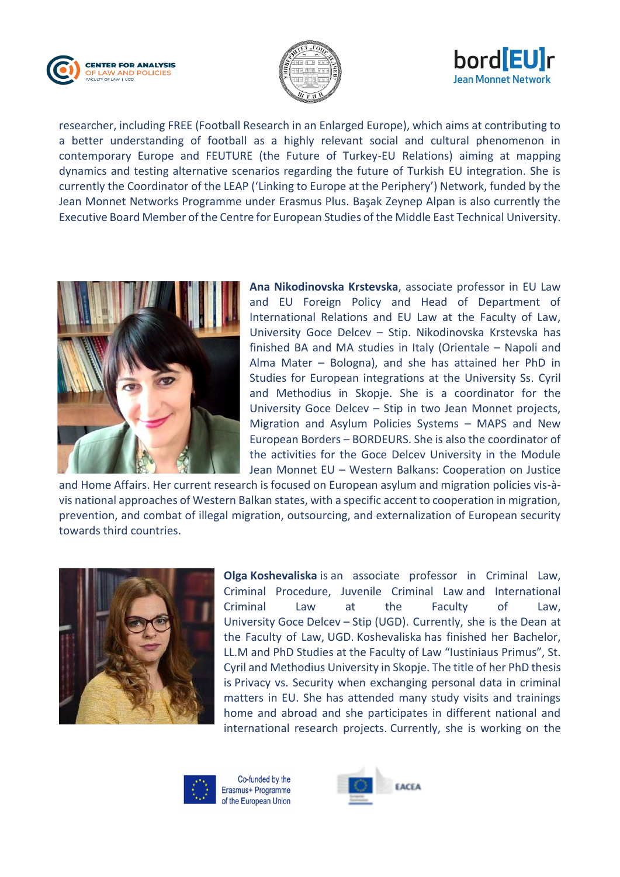researcher, including FREE (Football Research in an Enlarged Europe), which aims at contributing to a better understanding of football as a highly relevant social and cultural phenomenon in contemporary Europe and FEUTURE (the Future of Turkey-EU Relations) aiming at mapping dynamics and testing alternative scenarios regarding the future of Turkish EU integration. She is currently the Coordinator of the LEAP ('Linking to Europe at the Periphery') Network, funded by the Jean Monnet Networks Programme under Erasmus Plus. Başak Zeynep Alpan is also currently the Executive Board Member of the Centre for European Studies of the Middle East Technical University.

**Ana Nikodinovska Krstevska**, associate professor in EU Law and EU Foreign Policy and Head of Department of International Relations and EU Law at the Faculty of Law, University Goce Delcev – Stip. Nikodinovska Krstevska has finished BA and MA studies in Italy (Orientale – Napoli and Alma Mater – Bologna), and she has attained her PhD in Studies for European integrations at the University Ss. Cyril and Methodius in Skopje. She is a coordinator for the University Goce Delcev – Stip in two Jean Monnet projects, Migration and Asylum Policies Systems – MAPS and New European Borders – BORDEURS. She is also the coordinator of the activities for the Goce Delcev University in the Module Jean Monnet EU – Western Balkans: Cooperation on Justice and Home Affairs. Her current research is focused on European asylum and migration policies vis-à-vis national approaches of Western Balkan states, with a specific accent to cooperation in migration, prevention, and combat of illegal migration, outsourcing, and externalization of European security towards third countries.

**Olga Koshevaliska** is an associate professor in Criminal Law, Criminal Procedure, Juvenile Criminal Law and International Criminal Law at the Faculty of Law, University Goce Delcev – Stip (UGD). Currently, she is the Dean at the Faculty of Law, UGD. Koshevaliska has finished her Bachelor, LL.M and PhD Studies at the Faculty of Law "Iustiniaus Primus", St. Cyril and Methodius University in Skopje. The title of her PhD thesis is Privacy vs. Security when exchanging personal data in criminal matters in EU. She has attended many study visits and trainings home and abroad and she participates in different national and international research projects. Currently, she is working on the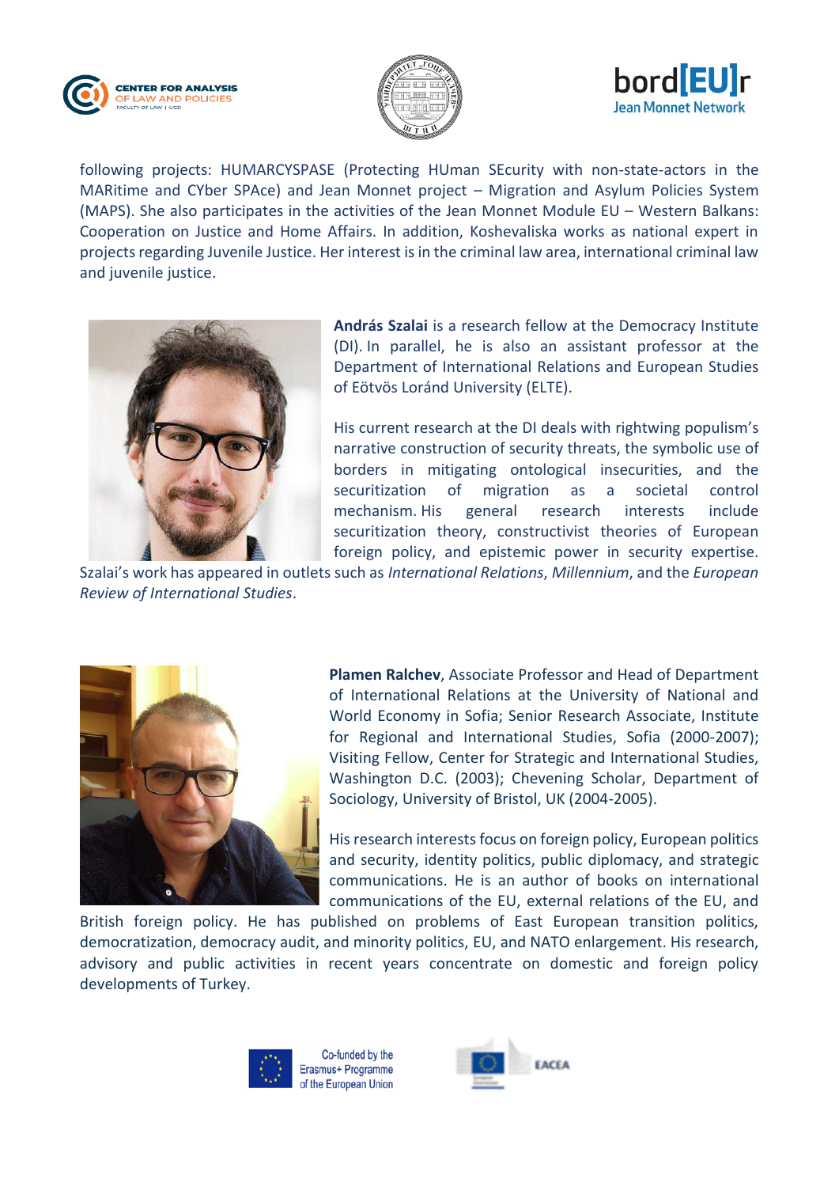following projects: HUMARCYSPASE (Protecting HUman SEcurity with non-state-actors in the MARitime and CYber SPAce) and Jean Monnet project – Migration and Asylum Policies System (MAPS). She also participates in the activities of the Jean Monnet Module EU – Western Balkans: Cooperation on Justice and Home Affairs. In addition, Koshevaliska works as national expert in projects regarding Juvenile Justice. Her interest is in the criminal law area, international criminal law and juvenile justice.

**András Szalai** is a research fellow at the Democracy Institute (DI). In parallel, he is also an assistant professor at the Department of International Relations and European Studies of Eötvös Loránd University (ELTE).

His current research at the DI deals with rightwing populism's narrative construction of security threats, the symbolic use of borders in mitigating ontological insecurities, and the securitization of migration as a societal control mechanism. His general research interests include securitization theory, constructivist theories of European foreign policy, and epistemic power in security expertise. Szalai's work has appeared in outlets such as *International Relations*, *Millennium*, and the *European Review of International Studies*.

**Plamen Ralchev**, Associate Professor and Head of Department of International Relations at the University of National and World Economy in Sofia; Senior Research Associate, Institute for Regional and International Studies, Sofia (2000-2007); Visiting Fellow, Center for Strategic and International Studies, Washington D.C. (2003); Chevening Scholar, Department of Sociology, University of Bristol, UK (2004-2005).

His research interests focus on foreign policy, European politics and security, identity politics, public diplomacy, and strategic communications. He is an author of books on international communications of the EU, external relations of the EU, and British foreign policy. He has published on problems of East European transition politics, democratization, democracy audit, and minority politics, EU, and NATO enlargement. His research, advisory and public activities in recent years concentrate on domestic and foreign policy developments of Turkey.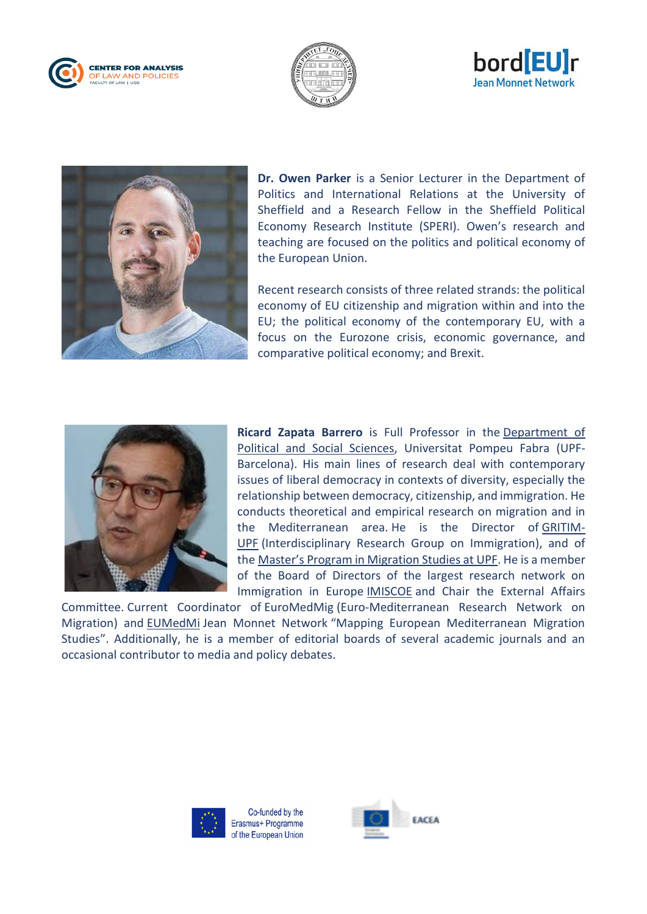**Dr. Owen Parker** is a Senior Lecturer in the Department of Politics and International Relations at the University of Sheffield and a Research Fellow in the Sheffield Political Economy Research Institute (SPERI). Owen's research and teaching are focused on the politics and political economy of the European Union.

Recent research consists of three related strands: the political economy of EU citizenship and migration within and into the EU; the political economy of the contemporary EU, with a focus on the Eurozone crisis, economic governance, and comparative political economy; and Brexit.

**Ricard Zapata Barrero** is Full Professor in the Department of Political and Social Sciences, Universitat Pompeu Fabra (UPF-Barcelona). His main lines of research deal with contemporary issues of liberal democracy in contexts of diversity, especially the relationship between democracy, citizenship, and immigration. He conducts theoretical and empirical research on migration and in the Mediterranean area. He is the Director of GRITIM-UPF (Interdisciplinary Research Group on Immigration), and of the Master's Program in Migration Studies at UPF. He is a member of the Board of Directors of the largest research network on Immigration in Europe IMISCOE and Chair the External Affairs Committee. Current Coordinator of EuroMedMig (Euro-Mediterranean Research Network on Migration) and EUMedMi Jean Monnet Network "Mapping European Mediterranean Migration Studies". Additionally, he is a member of editorial boards of several academic journals and an occasional contributor to media and policy debates.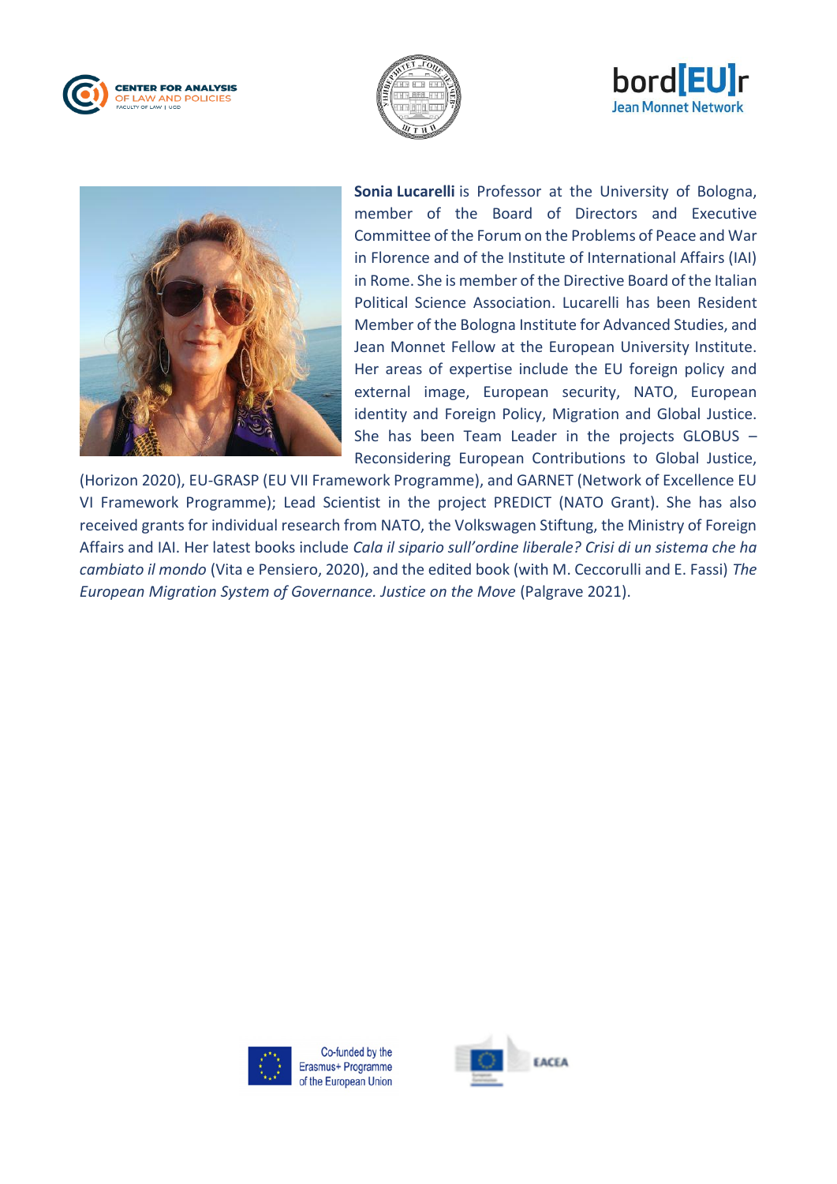**Sonia Lucarelli** is Professor at the University of Bologna, member of the Board of Directors and Executive Committee of the Forum on the Problems of Peace and War in Florence and of the Institute of International Affairs (IAI) in Rome. She is member of the Directive Board of the Italian Political Science Association. Lucarelli has been Resident Member of the Bologna Institute for Advanced Studies, and Jean Monnet Fellow at the European University Institute. Her areas of expertise include the EU foreign policy and external image, European security, NATO, European identity and Foreign Policy, Migration and Global Justice. She has been Team Leader in the projects GLOBUS – Reconsidering European Contributions to Global Justice, (Horizon 2020), EU-GRASP (EU VII Framework Programme), and GARNET (Network of Excellence EU VI Framework Programme); Lead Scientist in the project PREDICT (NATO Grant). She has also received grants for individual research from NATO, the Volkswagen Stiftung, the Ministry of Foreign Affairs and IAI. Her latest books include *Cala il sipario sull'ordine liberale? Crisi di un sistema che ha cambiato il mondo* (Vita e Pensiero, 2020), and the edited book (with M. Ceccorulli and E. Fassi) *The European Migration System of Governance. Justice on the Move* (Palgrave 2021).